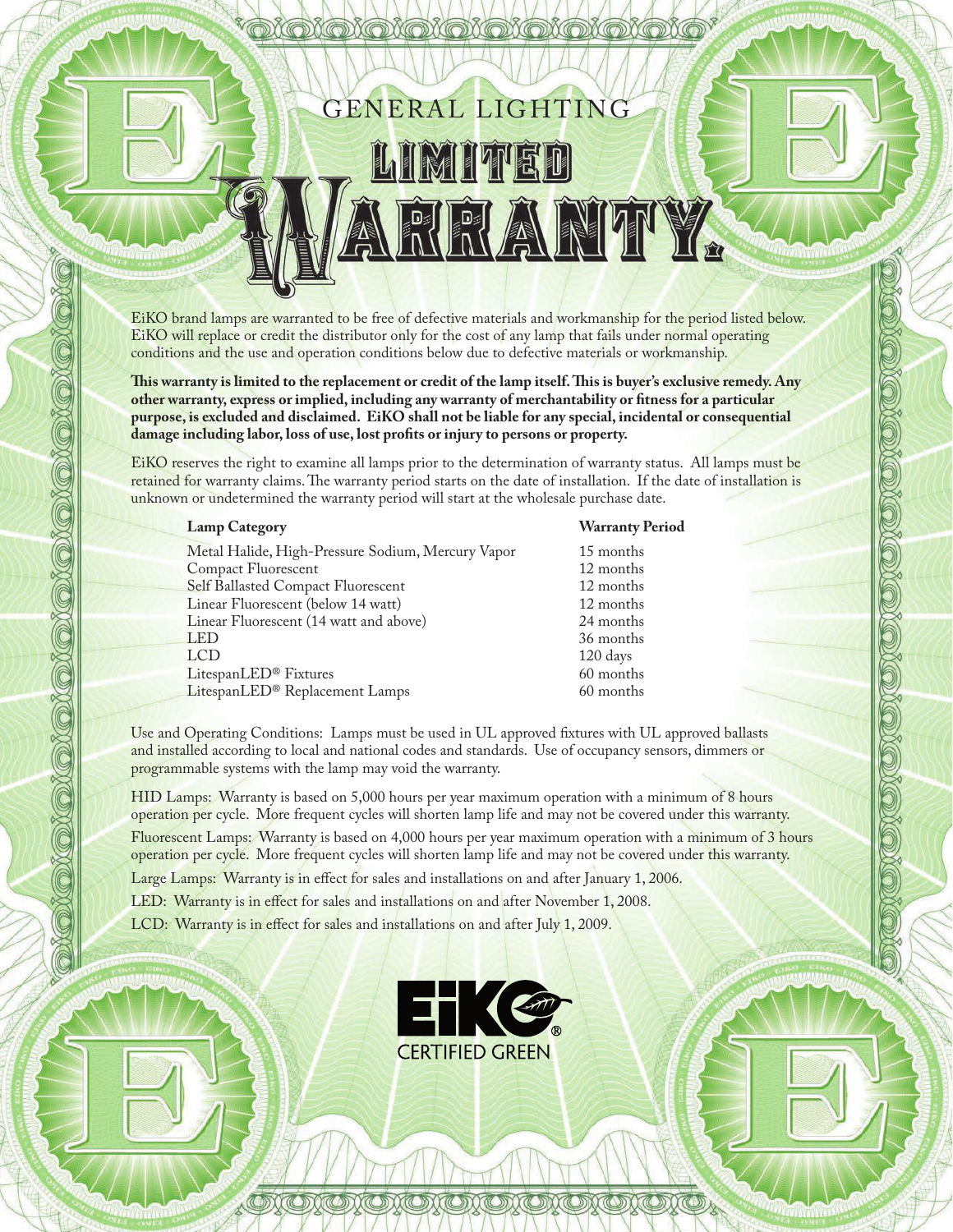# GENERAL LIGHTING

# LIMITED WARRANTY.

EiKO brand lamps are warranted to be free of defective materials and workmanship for the period listed below. EiKO will replace or credit the distributor only for the cost of any lamp that fails under normal operating conditions and the use and operation conditions below due to defective materials or workmanship.

**This warranty is limited to the replacement or credit of the lamp itself. This is buyer's exclusive remedy. Any other warranty, express or implied, including any warranty of merchantability or fitness for a particular purpose, is excluded and disclaimed. EiKO shall not be liable for any special, incidental or consequential damage including labor, loss of use, lost profits or injury to persons or property.**

EiKO reserves the right to examine all lamps prior to the determination of warranty status. All lamps must be retained for warranty claims. The warranty period starts on the date of installation. If the date of installation is unknown or undetermined the warranty period will start at the wholesale purchase date.

| Lamp Category | Warranty Period |
|---|---|
| Metal Halide, High-Pressure Sodium, Mercury Vapor | 15 months |
| Compact Fluorescent | 12 months |
| Self Ballasted Compact Fluorescent | 12 months |
| Linear Fluorescent (below 14 watt) | 12 months |
| Linear Fluorescent (14 watt and above) | 24 months |
| LED | 36 months |
| LCD | 120 days |
| LitespanLED® Fixtures | 60 months |
| LitespanLED® Replacement Lamps | 60 months |

Use and Operating Conditions: Lamps must be used in UL approved fixtures with UL approved ballasts and installed according to local and national codes and standards. Use of occupancy sensors, dimmers or programmable systems with the lamp may void the warranty.

HID Lamps: Warranty is based on 5,000 hours per year maximum operation with a minimum of 8 hours operation per cycle. More frequent cycles will shorten lamp life and may not be covered under this warranty.

Fluorescent Lamps: Warranty is based on 4,000 hours per year maximum operation with a minimum of 3 hours operation per cycle. More frequent cycles will shorten lamp life and may not be covered under this warranty.

Large Lamps: Warranty is in effect for sales and installations on and after January 1, 2006.

LED: Warranty is in effect for sales and installations on and after November 1, 2008.

LCD: Warranty is in effect for sales and installations on and after July 1, 2009.

EiKO®
CERTIFIED GREEN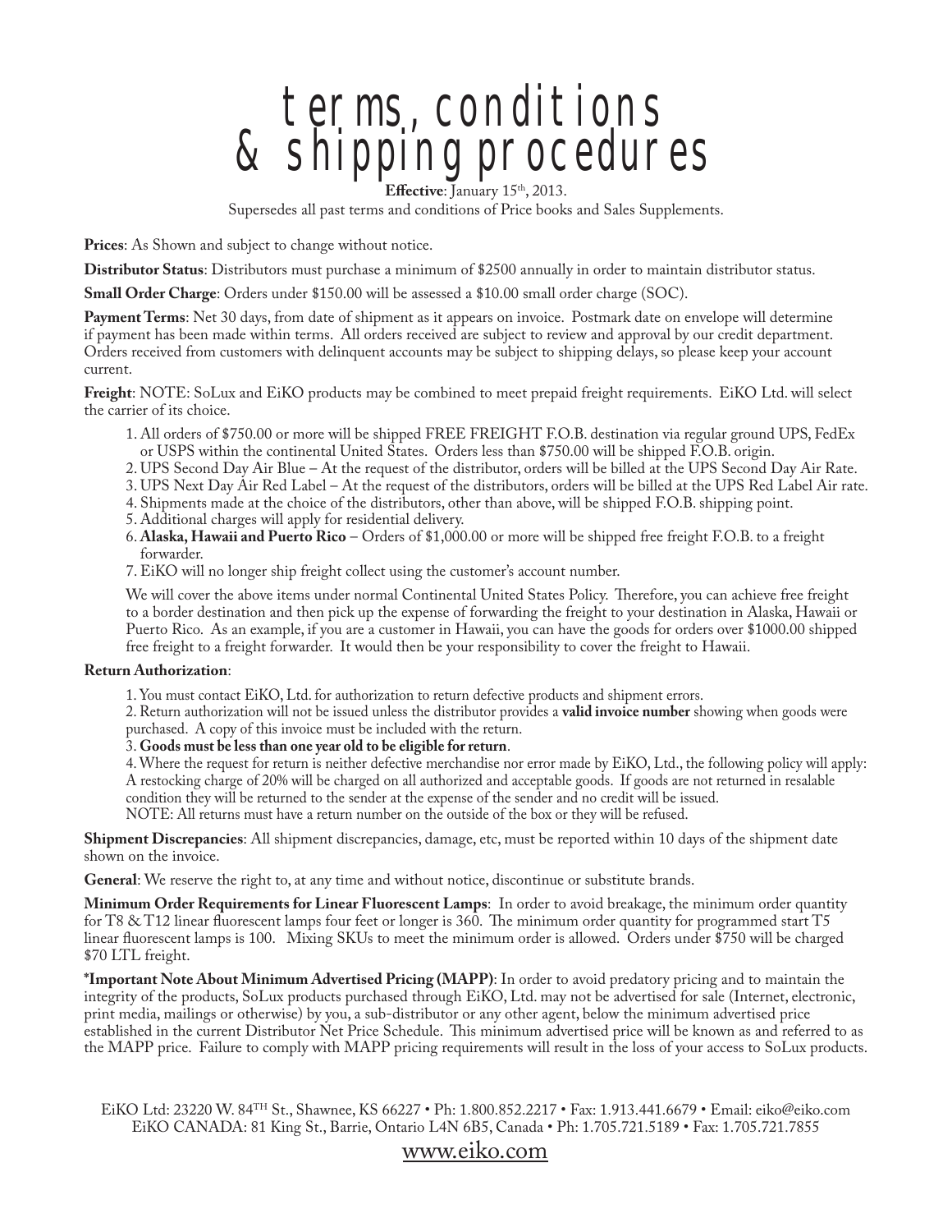# terms, conditions & shipping procedures

**Effective**: January 15th, 2013.

Supersedes all past terms and conditions of Price books and Sales Supplements.

**Prices**: As Shown and subject to change without notice.

**Distributor Status**: Distributors must purchase a minimum of $2500 annually in order to maintain distributor status.

**Small Order Charge**: Orders under $150.00 will be assessed a $10.00 small order charge (SOC).

**Payment Terms**: Net 30 days, from date of shipment as it appears on invoice. Postmark date on envelope will determine if payment has been made within terms. All orders received are subject to review and approval by our credit department. Orders received from customers with delinquent accounts may be subject to shipping delays, so please keep your account current.

**Freight**: NOTE: SoLux and EiKO products may be combined to meet prepaid freight requirements. EiKO Ltd. will select the carrier of its choice.

1. All orders of $750.00 or more will be shipped FREE FREIGHT F.O.B. destination via regular ground UPS, FedEx or USPS within the continental United States. Orders less than $750.00 will be shipped F.O.B. origin.
2. UPS Second Day Air Blue – At the request of the distributor, orders will be billed at the UPS Second Day Air Rate.
3. UPS Next Day Air Red Label – At the request of the distributors, orders will be billed at the UPS Red Label Air rate.
4. Shipments made at the choice of the distributors, other than above, will be shipped F.O.B. shipping point.
5. Additional charges will apply for residential delivery.
6. **Alaska, Hawaii and Puerto Rico** – Orders of $1,000.00 or more will be shipped free freight F.O.B. to a freight forwarder.
7. EiKO will no longer ship freight collect using the customer's account number.

We will cover the above items under normal Continental United States Policy. Therefore, you can achieve free freight to a border destination and then pick up the expense of forwarding the freight to your destination in Alaska, Hawaii or Puerto Rico. As an example, if you are a customer in Hawaii, you can have the goods for orders over $1000.00 shipped free freight to a freight forwarder. It would then be your responsibility to cover the freight to Hawaii.

**Return Authorization**:

1. You must contact EiKO, Ltd. for authorization to return defective products and shipment errors.
2. Return authorization will not be issued unless the distributor provides a **valid invoice number** showing when goods were purchased. A copy of this invoice must be included with the return.
3. **Goods must be less than one year old to be eligible for return**.
4. Where the request for return is neither defective merchandise nor error made by EiKO, Ltd., the following policy will apply: A restocking charge of 20% will be charged on all authorized and acceptable goods. If goods are not returned in resalable condition they will be returned to the sender at the expense of the sender and no credit will be issued.

NOTE: All returns must have a return number on the outside of the box or they will be refused.

**Shipment Discrepancies**: All shipment discrepancies, damage, etc, must be reported within 10 days of the shipment date shown on the invoice.

**General**: We reserve the right to, at any time and without notice, discontinue or substitute brands.

**Minimum Order Requirements for Linear Fluorescent Lamps**: In order to avoid breakage, the minimum order quantity for T8 & T12 linear fluorescent lamps four feet or longer is 360. The minimum order quantity for programmed start T5 linear fluorescent lamps is 100. Mixing SKUs to meet the minimum order is allowed. Orders under $750 will be charged $70 LTL freight.

***Important Note About Minimum Advertised Pricing (MAPP)**: In order to avoid predatory pricing and to maintain the integrity of the products, SoLux products purchased through EiKO, Ltd. may not be advertised for sale (Internet, electronic, print media, mailings or otherwise) by you, a sub-distributor or any other agent, below the minimum advertised price established in the current Distributor Net Price Schedule. This minimum advertised price will be known as and referred to as the MAPP price. Failure to comply with MAPP pricing requirements will result in the loss of your access to SoLux products.

EiKO Ltd: 23220 W. 84TH St., Shawnee, KS 66227 • Ph: 1.800.852.2217 • Fax: 1.913.441.6679 • Email: eiko@eiko.com
EiKO CANADA: 81 King St., Barrie, Ontario L4N 6B5, Canada • Ph: 1.705.721.5189 • Fax: 1.705.721.7855

www.eiko.com